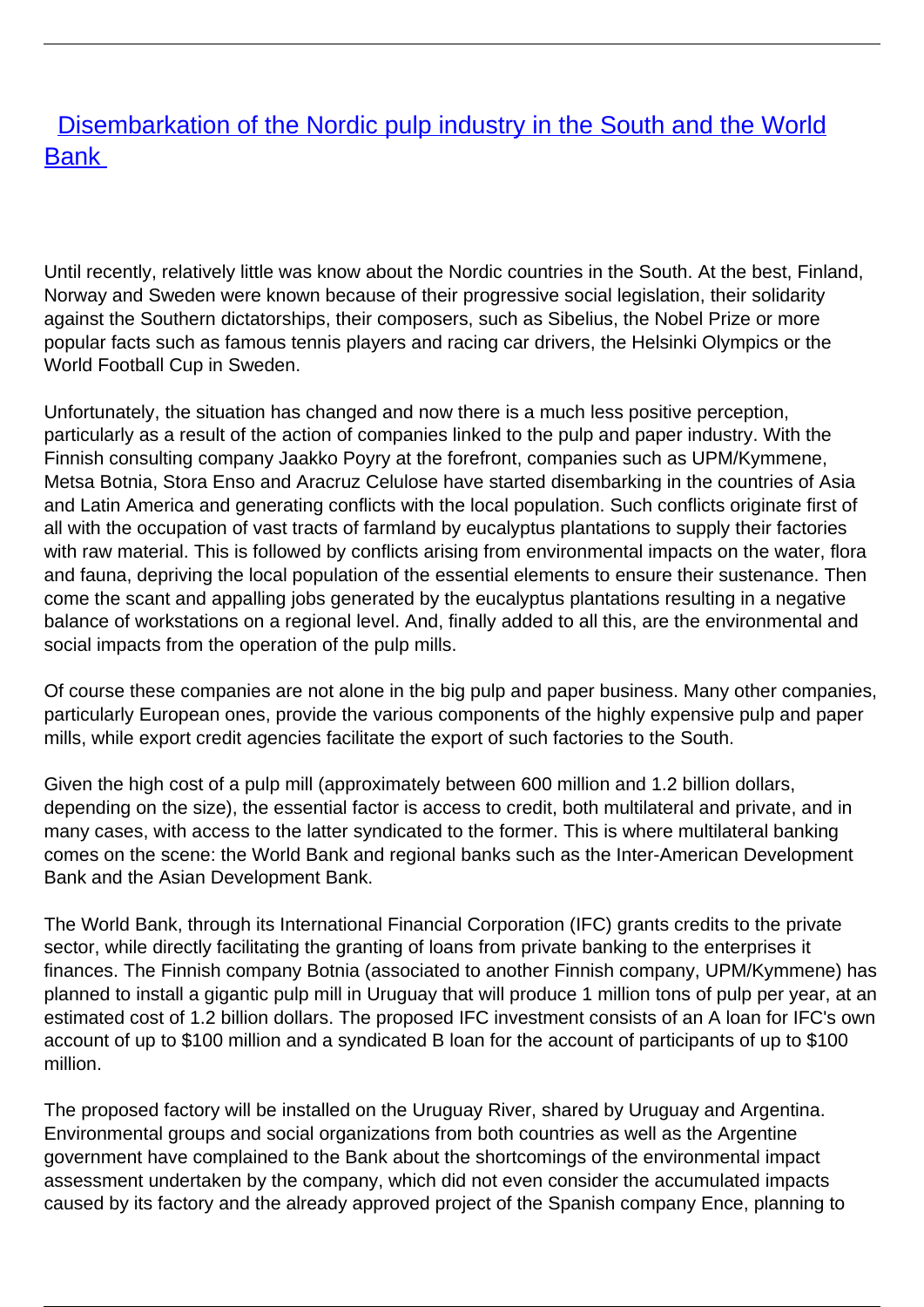# Disembarkation of the Nordic pulp industry in the South and the World Bank

Until recently, relatively little was know about the Nordic countries in the South. At the best, Finland, Norway and Sweden were known because of their progressive social legislation, their solidarity against the Southern dictatorships, their composers, such as Sibelius, the Nobel Prize or more popular facts such as famous tennis players and racing car drivers, the Helsinki Olympics or the World Football Cup in Sweden.

Unfortunately, the situation has changed and now there is a much less positive perception, particularly as a result of the action of companies linked to the pulp and paper industry. With the Finnish consulting company Jaakko Poyry at the forefront, companies such as UPM/Kymmene, Metsa Botnia, Stora Enso and Aracruz Celulose have started disembarking in the countries of Asia and Latin America and generating conflicts with the local population. Such conflicts originate first of all with the occupation of vast tracts of farmland by eucalyptus plantations to supply their factories with raw material. This is followed by conflicts arising from environmental impacts on the water, flora and fauna, depriving the local population of the essential elements to ensure their sustenance. Then come the scant and appalling jobs generated by the eucalyptus plantations resulting in a negative balance of workstations on a regional level. And, finally added to all this, are the environmental and social impacts from the operation of the pulp mills.

Of course these companies are not alone in the big pulp and paper business. Many other companies, particularly European ones, provide the various components of the highly expensive pulp and paper mills, while export credit agencies facilitate the export of such factories to the South.

Given the high cost of a pulp mill (approximately between 600 million and 1.2 billion dollars, depending on the size), the essential factor is access to credit, both multilateral and private, and in many cases, with access to the latter syndicated to the former. This is where multilateral banking comes on the scene: the World Bank and regional banks such as the Inter-American Development Bank and the Asian Development Bank.

The World Bank, through its International Financial Corporation (IFC) grants credits to the private sector, while directly facilitating the granting of loans from private banking to the enterprises it finances. The Finnish company Botnia (associated to another Finnish company, UPM/Kymmene) has planned to install a gigantic pulp mill in Uruguay that will produce 1 million tons of pulp per year, at an estimated cost of 1.2 billion dollars. The proposed IFC investment consists of an A loan for IFC's own account of up to $100 million and a syndicated B loan for the account of participants of up to $100 million.

The proposed factory will be installed on the Uruguay River, shared by Uruguay and Argentina. Environmental groups and social organizations from both countries as well as the Argentine government have complained to the Bank about the shortcomings of the environmental impact assessment undertaken by the company, which did not even consider the accumulated impacts caused by its factory and the already approved project of the Spanish company Ence, planning to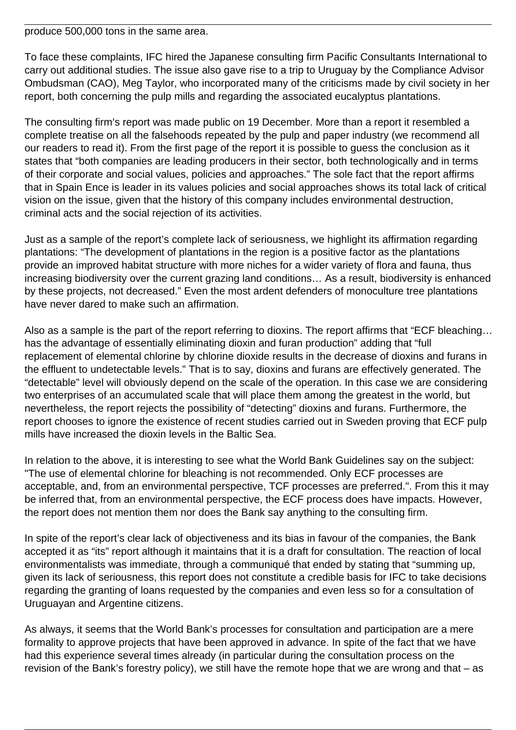produce 500,000 tons in the same area.

To face these complaints, IFC hired the Japanese consulting firm Pacific Consultants International to carry out additional studies. The issue also gave rise to a trip to Uruguay by the Compliance Advisor Ombudsman (CAO), Meg Taylor, who incorporated many of the criticisms made by civil society in her report, both concerning the pulp mills and regarding the associated eucalyptus plantations.

The consulting firm's report was made public on 19 December. More than a report it resembled a complete treatise on all the falsehoods repeated by the pulp and paper industry (we recommend all our readers to read it). From the first page of the report it is possible to guess the conclusion as it states that "both companies are leading producers in their sector, both technologically and in terms of their corporate and social values, policies and approaches." The sole fact that the report affirms that in Spain Ence is leader in its values policies and social approaches shows its total lack of critical vision on the issue, given that the history of this company includes environmental destruction, criminal acts and the social rejection of its activities.

Just as a sample of the report's complete lack of seriousness, we highlight its affirmation regarding plantations: "The development of plantations in the region is a positive factor as the plantations provide an improved habitat structure with more niches for a wider variety of flora and fauna, thus increasing biodiversity over the current grazing land conditions… As a result, biodiversity is enhanced by these projects, not decreased." Even the most ardent defenders of monoculture tree plantations have never dared to make such an affirmation.

Also as a sample is the part of the report referring to dioxins. The report affirms that "ECF bleaching… has the advantage of essentially eliminating dioxin and furan production" adding that "full replacement of elemental chlorine by chlorine dioxide results in the decrease of dioxins and furans in the effluent to undetectable levels." That is to say, dioxins and furans are effectively generated. The "detectable" level will obviously depend on the scale of the operation. In this case we are considering two enterprises of an accumulated scale that will place them among the greatest in the world, but nevertheless, the report rejects the possibility of "detecting" dioxins and furans. Furthermore, the report chooses to ignore the existence of recent studies carried out in Sweden proving that ECF pulp mills have increased the dioxin levels in the Baltic Sea.

In relation to the above, it is interesting to see what the World Bank Guidelines say on the subject: "The use of elemental chlorine for bleaching is not recommended. Only ECF processes are acceptable, and, from an environmental perspective, TCF processes are preferred.". From this it may be inferred that, from an environmental perspective, the ECF process does have impacts. However, the report does not mention them nor does the Bank say anything to the consulting firm.

In spite of the report's clear lack of objectiveness and its bias in favour of the companies, the Bank accepted it as "its" report although it maintains that it is a draft for consultation. The reaction of local environmentalists was immediate, through a communiqué that ended by stating that "summing up, given its lack of seriousness, this report does not constitute a credible basis for IFC to take decisions regarding the granting of loans requested by the companies and even less so for a consultation of Uruguayan and Argentine citizens.

As always, it seems that the World Bank's processes for consultation and participation are a mere formality to approve projects that have been approved in advance. In spite of the fact that we have had this experience several times already (in particular during the consultation process on the revision of the Bank's forestry policy), we still have the remote hope that we are wrong and that – as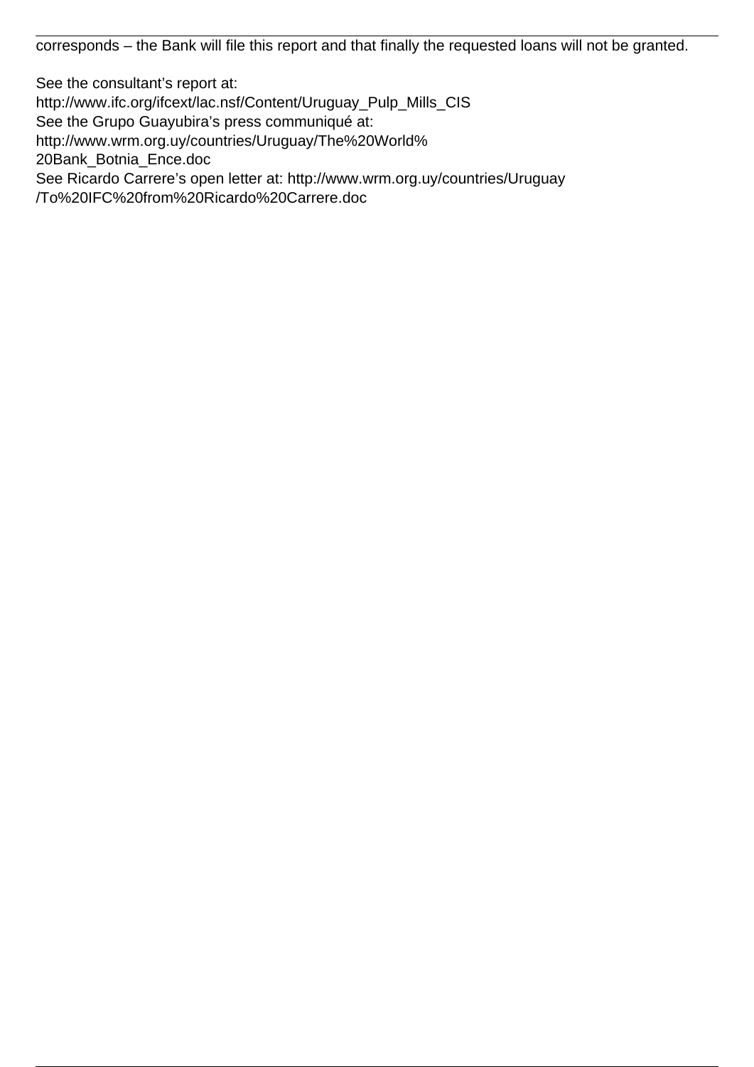corresponds – the Bank will file this report and that finally the requested loans will not be granted.

See the consultant's report at:
http://www.ifc.org/ifcext/lac.nsf/Content/Uruguay_Pulp_Mills_CIS
See the Grupo Guayubira's press communiqué at:
http://www.wrm.org.uy/countries/Uruguay/The%20World%
20Bank_Botnia_Ence.doc
See Ricardo Carrere's open letter at: http://www.wrm.org.uy/countries/Uruguay
/To%20IFC%20from%20Ricardo%20Carrere.doc